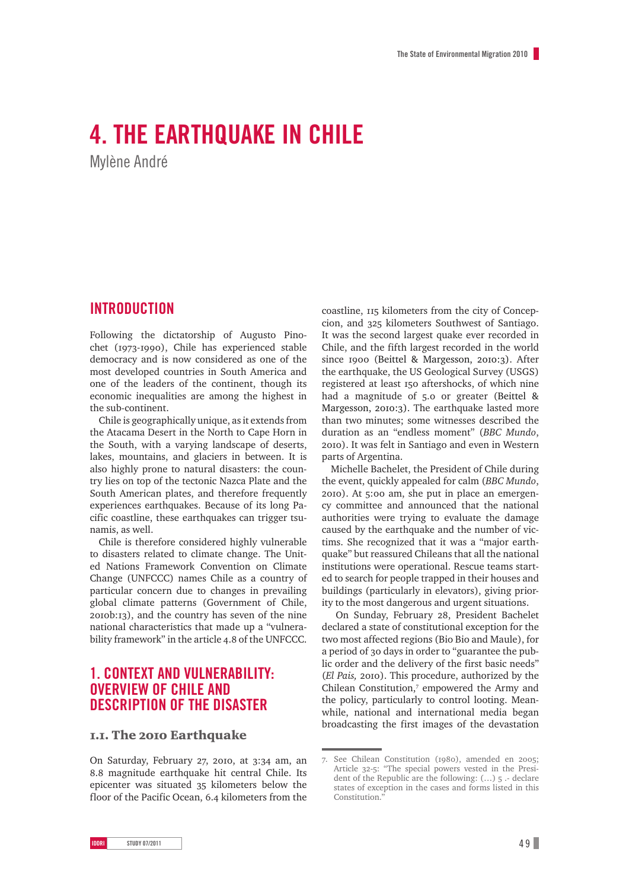# 4. THE EARTHQUAKE IN CHILE

Mylène André

## INTRODUCTION

Following the dictatorship of Augusto Pinochet (1973-1990), Chile has experienced stable democracy and is now considered as one of the most developed countries in South America and one of the leaders of the continent, though its economic inequalities are among the highest in the sub-continent.

Chile is geographically unique, as it extends from the Atacama Desert in the North to Cape Horn in the South, with a varying landscape of deserts, lakes, mountains, and glaciers in between. It is also highly prone to natural disasters: the country lies on top of the tectonic Nazca Plate and the South American plates, and therefore frequently experiences earthquakes. Because of its long Pacific coastline, these earthquakes can trigger tsunamis, as well.

Chile is therefore considered highly vulnerable to disasters related to climate change. The United Nations Framework Convention on Climate Change (UNFCCC) names Chile as a country of particular concern due to changes in prevailing global climate patterns (Government of Chile, 2010b:13), and the country has seven of the nine national characteristics that made up a "vulnerability framework" in the article 4.8 of the UNFCCC.

## 1. CONTEXT AND VULNERABILITY: OVERVIEW OF CHILE AND DESCRIPTION OF THE DISASTER

### 1.1. The 2010 Earthquake

On Saturday, February 27, 2010, at 3:34 am, an 8.8 magnitude earthquake hit central Chile. Its epicenter was situated 35 kilometers below the floor of the Pacific Ocean, 6.4 kilometers from the coastline, 115 kilometers from the city of Concepcion, and 325 kilometers Southwest of Santiago. It was the second largest quake ever recorded in Chile, and the fifth largest recorded in the world since 1900 (Beittel & Margesson, 2010:3). After the earthquake, the US Geological Survey (USGS) registered at least 150 aftershocks, of which nine had a magnitude of 5.0 or greater (Beittel & Margesson, 2010:3). The earthquake lasted more than two minutes; some witnesses described the duration as an "endless moment" (*BBC Mundo*, 2010). It was felt in Santiago and even in Western parts of Argentina.

Michelle Bachelet, the President of Chile during the event, quickly appealed for calm (*BBC Mundo*, 2010). At 5:00 am, she put in place an emergency committee and announced that the national authorities were trying to evaluate the damage caused by the earthquake and the number of victims. She recognized that it was a "major earthquake" but reassured Chileans that all the national institutions were operational. Rescue teams started to search for people trapped in their houses and buildings (particularly in elevators), giving priority to the most dangerous and urgent situations.

On Sunday, February 28, President Bachelet declared a state of constitutional exception for the two most affected regions (Bio Bio and Maule), for a period of 30 days in order to "guarantee the public order and the delivery of the first basic needs" (*El Pais,* 2010). This procedure, authorized by the Chilean Constitution,[7] empowered the Army and the policy, particularly to control looting. Meanwhile, national and international media began broadcasting the first images of the devastation

---

7. See Chilean Constitution (1980), amended en 2005; Article 32-5: "The special powers vested in the President of the Republic are the following: (…) 5 .- declare states of exception in the cases and forms listed in this Constitution."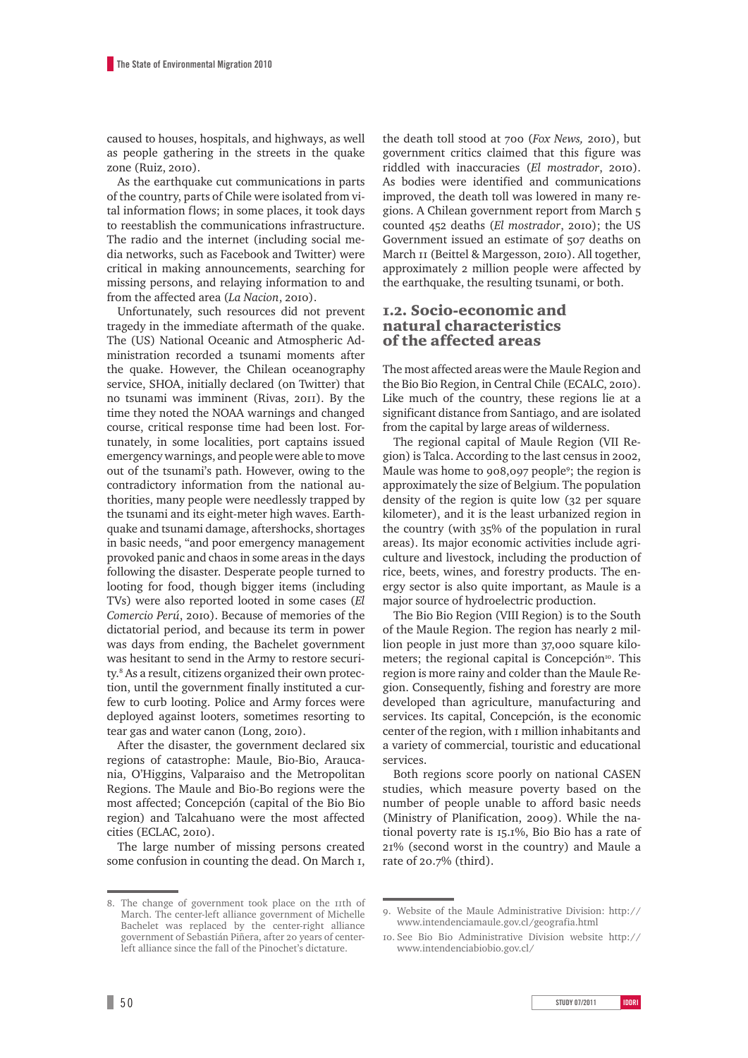caused to houses, hospitals, and highways, as well as people gathering in the streets in the quake zone (Ruiz, 2010).

As the earthquake cut communications in parts of the country, parts of Chile were isolated from vital information flows; in some places, it took days to reestablish the communications infrastructure. The radio and the internet (including social media networks, such as Facebook and Twitter) were critical in making announcements, searching for missing persons, and relaying information to and from the affected area (*La Nacion*, 2010).

Unfortunately, such resources did not prevent tragedy in the immediate aftermath of the quake. The (US) National Oceanic and Atmospheric Administration recorded a tsunami moments after the quake. However, the Chilean oceanography service, SHOA, initially declared (on Twitter) that no tsunami was imminent (Rivas, 2011). By the time they noted the NOAA warnings and changed course, critical response time had been lost. Fortunately, in some localities, port captains issued emergency warnings, and people were able to move out of the tsunami's path. However, owing to the contradictory information from the national authorities, many people were needlessly trapped by the tsunami and its eight-meter high waves. Earthquake and tsunami damage, aftershocks, shortages in basic needs, "and poor emergency management provoked panic and chaos in some areas in the days following the disaster. Desperate people turned to looting for food, though bigger items (including TVs) were also reported looted in some cases (*El Comercio Perú*, 2010). Because of memories of the dictatorial period, and because its term in power was days from ending, the Bachelet government was hesitant to send in the Army to restore security.[8] As a result, citizens organized their own protection, until the government finally instituted a curfew to curb looting. Police and Army forces were deployed against looters, sometimes resorting to tear gas and water canon (Long, 2010).

After the disaster, the government declared six regions of catastrophe: Maule, Bio-Bio, Araucania, O'Higgins, Valparaiso and the Metropolitan Regions. The Maule and Bio-Bo regions were the most affected; Concepción (capital of the Bio Bio region) and Talcahuano were the most affected cities (ECLAC, 2010).

The large number of missing persons created some confusion in counting the dead. On March 1, the death toll stood at 700 (*Fox News,* 2010), but government critics claimed that this figure was riddled with inaccuracies (*El mostrador*, 2010). As bodies were identified and communications improved, the death toll was lowered in many regions. A Chilean government report from March 5 counted 452 deaths (*El mostrador*, 2010); the US Government issued an estimate of 507 deaths on March 11 (Beittel & Margesson, 2010). All together, approximately 2 million people were affected by the earthquake, the resulting tsunami, or both.

## 1.2. Socio-economic and natural characteristics of the affected areas

The most affected areas were the Maule Region and the Bio Bio Region, in Central Chile (ECALC, 2010). Like much of the country, these regions lie at a significant distance from Santiago, and are isolated from the capital by large areas of wilderness.

The regional capital of Maule Region (VII Region) is Talca. According to the last census in 2002, Maule was home to 908,097 people[9]; the region is approximately the size of Belgium. The population density of the region is quite low (32 per square kilometer), and it is the least urbanized region in the country (with 35% of the population in rural areas). Its major economic activities include agriculture and livestock, including the production of rice, beets, wines, and forestry products. The energy sector is also quite important, as Maule is a major source of hydroelectric production.

The Bio Bio Region (VIII Region) is to the South of the Maule Region. The region has nearly 2 million people in just more than 37,000 square kilometers; the regional capital is Concepción[10]. This region is more rainy and colder than the Maule Region. Consequently, fishing and forestry are more developed than agriculture, manufacturing and services. Its capital, Concepción, is the economic center of the region, with 1 million inhabitants and a variety of commercial, touristic and educational services.

Both regions score poorly on national CASEN studies, which measure poverty based on the number of people unable to afford basic needs (Ministry of Planification, 2009). While the national poverty rate is 15.1%, Bio Bio has a rate of 21% (second worst in the country) and Maule a rate of 20.7% (third).

---

8. The change of government took place on the 11th of March. The center-left alliance government of Michelle Bachelet was replaced by the center-right alliance government of Sebastián Piñera, after 20 years of center-left alliance since the fall of the Pinochet's dictature.

9. Website of the Maule Administrative Division: http://www.intendenciamaule.gov.cl/geografia.html

10. See Bio Bio Administrative Division website http://www.intendenciabiobio.gov.cl/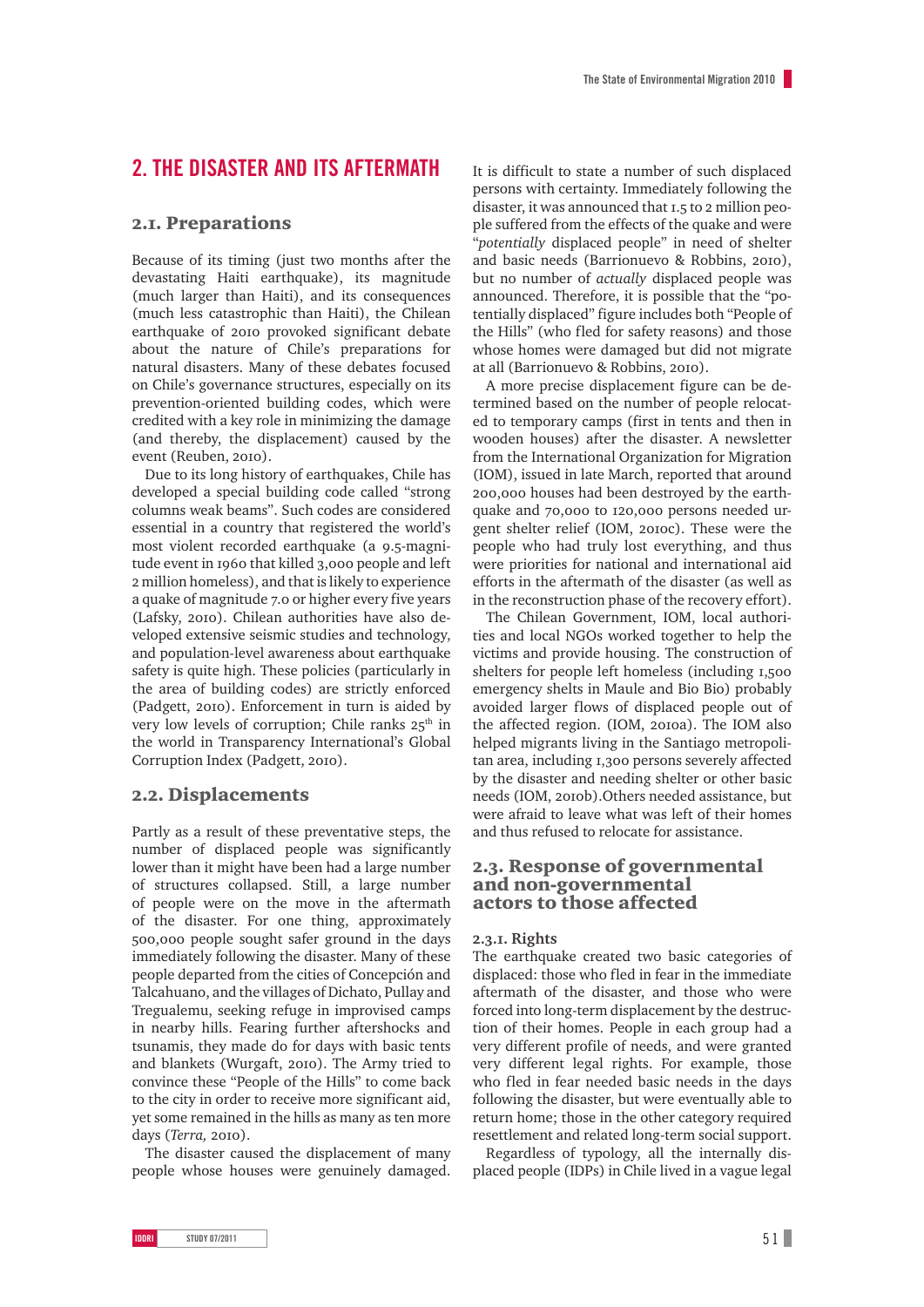## 2. THE DISASTER AND ITS AFTERMATH

### 2.1. Preparations

Because of its timing (just two months after the devastating Haiti earthquake), its magnitude (much larger than Haiti), and its consequences (much less catastrophic than Haiti), the Chilean earthquake of 2010 provoked significant debate about the nature of Chile's preparations for natural disasters. Many of these debates focused on Chile's governance structures, especially on its prevention-oriented building codes, which were credited with a key role in minimizing the damage (and thereby, the displacement) caused by the event (Reuben, 2010).

Due to its long history of earthquakes, Chile has developed a special building code called "strong columns weak beams". Such codes are considered essential in a country that registered the world's most violent recorded earthquake (a 9.5-magnitude event in 1960 that killed 3,000 people and left 2 million homeless), and that is likely to experience a quake of magnitude 7.0 or higher every five years (Lafsky, 2010). Chilean authorities have also developed extensive seismic studies and technology, and population-level awareness about earthquake safety is quite high. These policies (particularly in the area of building codes) are strictly enforced (Padgett, 2010). Enforcement in turn is aided by very low levels of corruption; Chile ranks 25th in the world in Transparency International's Global Corruption Index (Padgett, 2010).

### 2.2. Displacements

Partly as a result of these preventative steps, the number of displaced people was significantly lower than it might have been had a large number of structures collapsed. Still, a large number of people were on the move in the aftermath of the disaster. For one thing, approximately 500,000 people sought safer ground in the days immediately following the disaster. Many of these people departed from the cities of Concepción and Talcahuano, and the villages of Dichato, Pullay and Tregualemu, seeking refuge in improvised camps in nearby hills. Fearing further aftershocks and tsunamis, they made do for days with basic tents and blankets (Wurgaft, 2010). The Army tried to convince these "People of the Hills" to come back to the city in order to receive more significant aid, yet some remained in the hills as many as ten more days (*Terra,* 2010).

The disaster caused the displacement of many people whose houses were genuinely damaged. It is difficult to state a number of such displaced persons with certainty. Immediately following the disaster, it was announced that 1.5 to 2 million people suffered from the effects of the quake and were "*potentially* displaced people" in need of shelter and basic needs (Barrionuevo & Robbins, 2010), but no number of *actually* displaced people was announced. Therefore, it is possible that the "potentially displaced" figure includes both "People of the Hills" (who fled for safety reasons) and those whose homes were damaged but did not migrate at all (Barrionuevo & Robbins, 2010).

A more precise displacement figure can be determined based on the number of people relocated to temporary camps (first in tents and then in wooden houses) after the disaster. A newsletter from the International Organization for Migration (IOM), issued in late March, reported that around 200,000 houses had been destroyed by the earthquake and 70,000 to 120,000 persons needed urgent shelter relief (IOM, 2010c). These were the people who had truly lost everything, and thus were priorities for national and international aid efforts in the aftermath of the disaster (as well as in the reconstruction phase of the recovery effort).

The Chilean Government, IOM, local authorities and local NGOs worked together to help the victims and provide housing. The construction of shelters for people left homeless (including 1,500 emergency shelts in Maule and Bio Bio) probably avoided larger flows of displaced people out of the affected region. (IOM, 2010a). The IOM also helped migrants living in the Santiago metropolitan area, including 1,300 persons severely affected by the disaster and needing shelter or other basic needs (IOM, 2010b).Others needed assistance, but were afraid to leave what was left of their homes and thus refused to relocate for assistance.

### 2.3. Response of governmental and non-governmental actors to those affected

#### 2.3.1. Rights

The earthquake created two basic categories of displaced: those who fled in fear in the immediate aftermath of the disaster, and those who were forced into long-term displacement by the destruction of their homes. People in each group had a very different profile of needs, and were granted very different legal rights. For example, those who fled in fear needed basic needs in the days following the disaster, but were eventually able to return home; those in the other category required resettlement and related long-term social support.

Regardless of typology, all the internally displaced people (IDPs) in Chile lived in a vague legal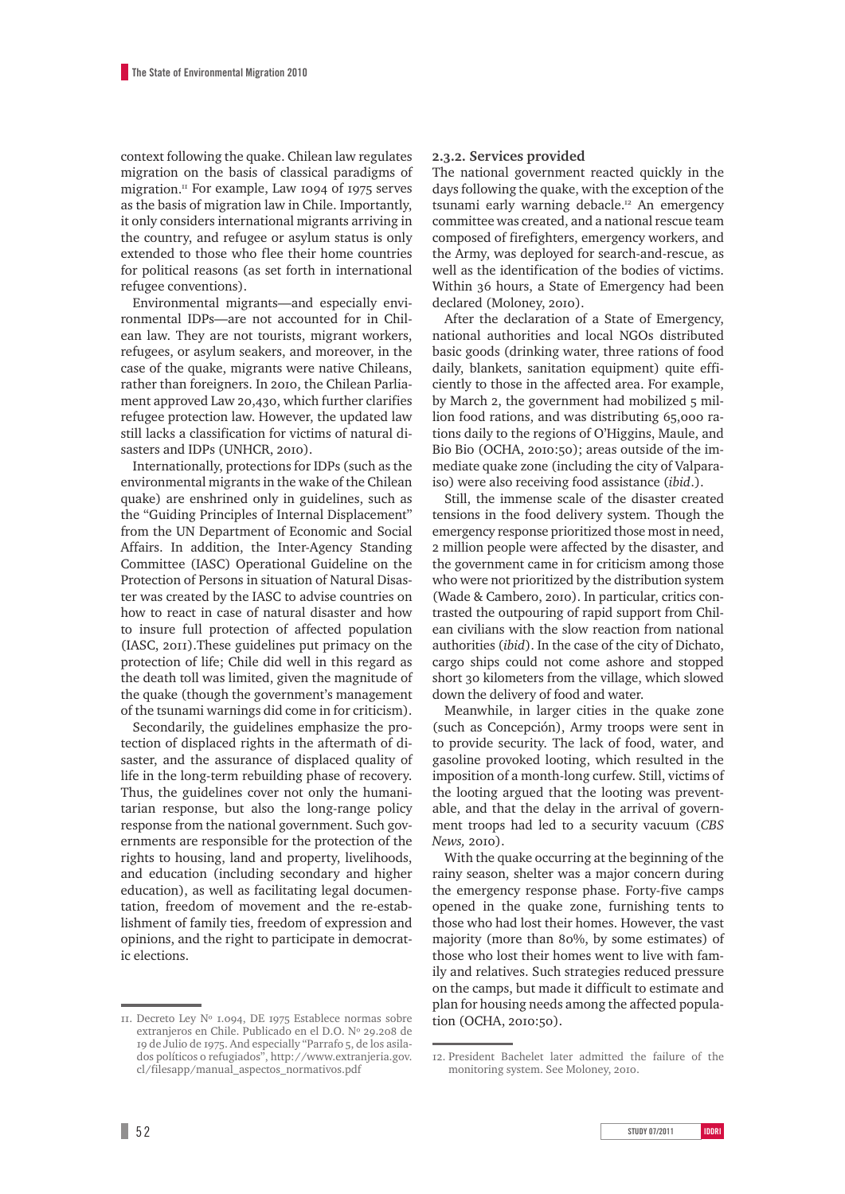context following the quake. Chilean law regulates migration on the basis of classical paradigms of migration.[11] For example, Law 1094 of 1975 serves as the basis of migration law in Chile. Importantly, it only considers international migrants arriving in the country, and refugee or asylum status is only extended to those who flee their home countries for political reasons (as set forth in international refugee conventions).

Environmental migrants—and especially environmental IDPs—are not accounted for in Chilean law. They are not tourists, migrant workers, refugees, or asylum seakers, and moreover, in the case of the quake, migrants were native Chileans, rather than foreigners. In 2010, the Chilean Parliament approved Law 20,430, which further clarifies refugee protection law. However, the updated law still lacks a classification for victims of natural disasters and IDPs (UNHCR, 2010).

Internationally, protections for IDPs (such as the environmental migrants in the wake of the Chilean quake) are enshrined only in guidelines, such as the "Guiding Principles of Internal Displacement" from the UN Department of Economic and Social Affairs. In addition, the Inter-Agency Standing Committee (IASC) Operational Guideline on the Protection of Persons in situation of Natural Disaster was created by the IASC to advise countries on how to react in case of natural disaster and how to insure full protection of affected population (IASC, 2011).These guidelines put primacy on the protection of life; Chile did well in this regard as the death toll was limited, given the magnitude of the quake (though the government's management of the tsunami warnings did come in for criticism).

Secondarily, the guidelines emphasize the protection of displaced rights in the aftermath of disaster, and the assurance of displaced quality of life in the long-term rebuilding phase of recovery. Thus, the guidelines cover not only the humanitarian response, but also the long-range policy response from the national government. Such governments are responsible for the protection of the rights to housing, land and property, livelihoods, and education (including secondary and higher education), as well as facilitating legal documentation, freedom of movement and the re-establishment of family ties, freedom of expression and opinions, and the right to participate in democratic elections.

### 2.3.2. Services provided

The national government reacted quickly in the days following the quake, with the exception of the tsunami early warning debacle.[12] An emergency committee was created, and a national rescue team composed of firefighters, emergency workers, and the Army, was deployed for search-and-rescue, as well as the identification of the bodies of victims. Within 36 hours, a State of Emergency had been declared (Moloney, 2010).

After the declaration of a State of Emergency, national authorities and local NGOs distributed basic goods (drinking water, three rations of food daily, blankets, sanitation equipment) quite efficiently to those in the affected area. For example, by March 2, the government had mobilized 5 million food rations, and was distributing 65,000 rations daily to the regions of O'Higgins, Maule, and Bio Bio (OCHA, 2010:50); areas outside of the immediate quake zone (including the city of Valparaiso) were also receiving food assistance (*ibid*.).

Still, the immense scale of the disaster created tensions in the food delivery system. Though the emergency response prioritized those most in need, 2 million people were affected by the disaster, and the government came in for criticism among those who were not prioritized by the distribution system (Wade & Cambero, 2010). In particular, critics contrasted the outpouring of rapid support from Chilean civilians with the slow reaction from national authorities (*ibid*). In the case of the city of Dichato, cargo ships could not come ashore and stopped short 30 kilometers from the village, which slowed down the delivery of food and water.

Meanwhile, in larger cities in the quake zone (such as Concepción), Army troops were sent in to provide security. The lack of food, water, and gasoline provoked looting, which resulted in the imposition of a month-long curfew. Still, victims of the looting argued that the looting was preventable, and that the delay in the arrival of government troops had led to a security vacuum (*CBS News,* 2010).

With the quake occurring at the beginning of the rainy season, shelter was a major concern during the emergency response phase. Forty-five camps opened in the quake zone, furnishing tents to those who had lost their homes. However, the vast majority (more than 80%, by some estimates) of those who lost their homes went to live with family and relatives. Such strategies reduced pressure on the camps, but made it difficult to estimate and plan for housing needs among the affected population (OCHA, 2010:50).

---

11. Decreto Ley Nº 1.094, DE 1975 Establece normas sobre extranjeros en Chile. Publicado en el D.O. Nº 29.208 de 19 de Julio de 1975. And especially "Parrafo 5, de los asilados políticos o refugiados", http://www.extranjeria.gov.cl/filesapp/manual_aspectos_normativos.pdf

12. President Bachelet later admitted the failure of the monitoring system. See Moloney, 2010.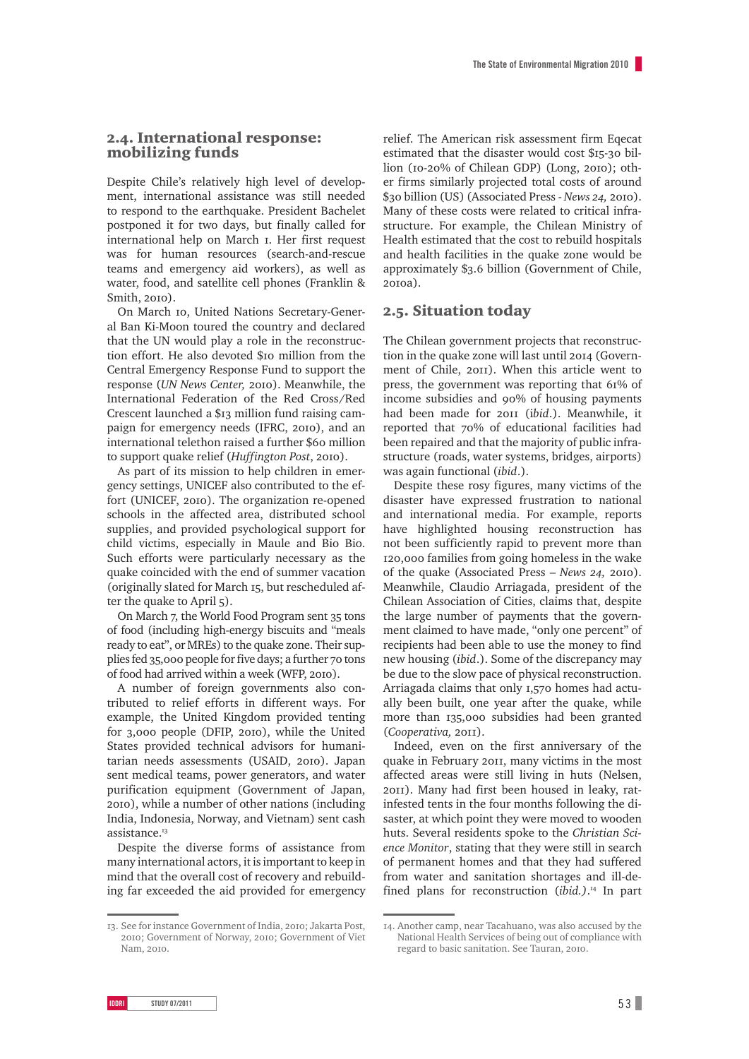## 2.4. International response: mobilizing funds

Despite Chile's relatively high level of development, international assistance was still needed to respond to the earthquake. President Bachelet postponed it for two days, but finally called for international help on March 1. Her first request was for human resources (search-and-rescue teams and emergency aid workers), as well as water, food, and satellite cell phones (Franklin & Smith, 2010).

On March 10, United Nations Secretary-General Ban Ki-Moon toured the country and declared that the UN would play a role in the reconstruction effort. He also devoted $10 million from the Central Emergency Response Fund to support the response (*UN News Center,* 2010). Meanwhile, the International Federation of the Red Cross/Red Crescent launched a $13 million fund raising campaign for emergency needs (IFRC, 2010), and an international telethon raised a further $60 million to support quake relief (*Huffington Post*, 2010).

As part of its mission to help children in emergency settings, UNICEF also contributed to the effort (UNICEF, 2010). The organization re-opened schools in the affected area, distributed school supplies, and provided psychological support for child victims, especially in Maule and Bio Bio. Such efforts were particularly necessary as the quake coincided with the end of summer vacation (originally slated for March 15, but rescheduled after the quake to April 5).

On March 7, the World Food Program sent 35 tons of food (including high-energy biscuits and "meals ready to eat", or MREs) to the quake zone. Their supplies fed 35,000 people for five days; a further 70 tons of food had arrived within a week (WFP, 2010).

A number of foreign governments also contributed to relief efforts in different ways. For example, the United Kingdom provided tenting for 3,000 people (DFIP, 2010), while the United States provided technical advisors for humanitarian needs assessments (USAID, 2010). Japan sent medical teams, power generators, and water purification equipment (Government of Japan, 2010), while a number of other nations (including India, Indonesia, Norway, and Vietnam) sent cash assistance.[13]

Despite the diverse forms of assistance from many international actors, it is important to keep in mind that the overall cost of recovery and rebuilding far exceeded the aid provided for emergency relief. The American risk assessment firm Eqecat estimated that the disaster would cost $15-30 billion (10-20% of Chilean GDP) (Long, 2010); other firms similarly projected total costs of around $30 billion (US) (Associated Press - *News 24,* 2010). Many of these costs were related to critical infrastructure. For example, the Chilean Ministry of Health estimated that the cost to rebuild hospitals and health facilities in the quake zone would be approximately $3.6 billion (Government of Chile, 2010a).

## 2.5. Situation today

The Chilean government projects that reconstruction in the quake zone will last until 2014 (Government of Chile, 2011). When this article went to press, the government was reporting that 61% of income subsidies and 90% of housing payments had been made for 2011 (*ibid*.). Meanwhile, it reported that 70% of educational facilities had been repaired and that the majority of public infrastructure (roads, water systems, bridges, airports) was again functional (*ibid*.).

Despite these rosy figures, many victims of the disaster have expressed frustration to national and international media. For example, reports have highlighted housing reconstruction has not been sufficiently rapid to prevent more than 120,000 families from going homeless in the wake of the quake (Associated Press – *News 24,* 2010). Meanwhile, Claudio Arriagada, president of the Chilean Association of Cities, claims that, despite the large number of payments that the government claimed to have made, "only one percent" of recipients had been able to use the money to find new housing (*ibid*.). Some of the discrepancy may be due to the slow pace of physical reconstruction. Arriagada claims that only 1,570 homes had actually been built, one year after the quake, while more than 135,000 subsidies had been granted (*Cooperativa,* 2011).

Indeed, even on the first anniversary of the quake in February 2011, many victims in the most affected areas were still living in huts (Nelsen, 2011). Many had first been housed in leaky, rat-infested tents in the four months following the disaster, at which point they were moved to wooden huts. Several residents spoke to the *Christian Science Monitor*, stating that they were still in search of permanent homes and that they had suffered from water and sanitation shortages and ill-defined plans for reconstruction (*ibid.)*.[14] In part

---

13. See for instance Government of India, 2010; Jakarta Post, 2010; Government of Norway, 2010; Government of Viet Nam, 2010.

14. Another camp, near Tacahuano, was also accused by the National Health Services of being out of compliance with regard to basic sanitation. See Tauran, 2010.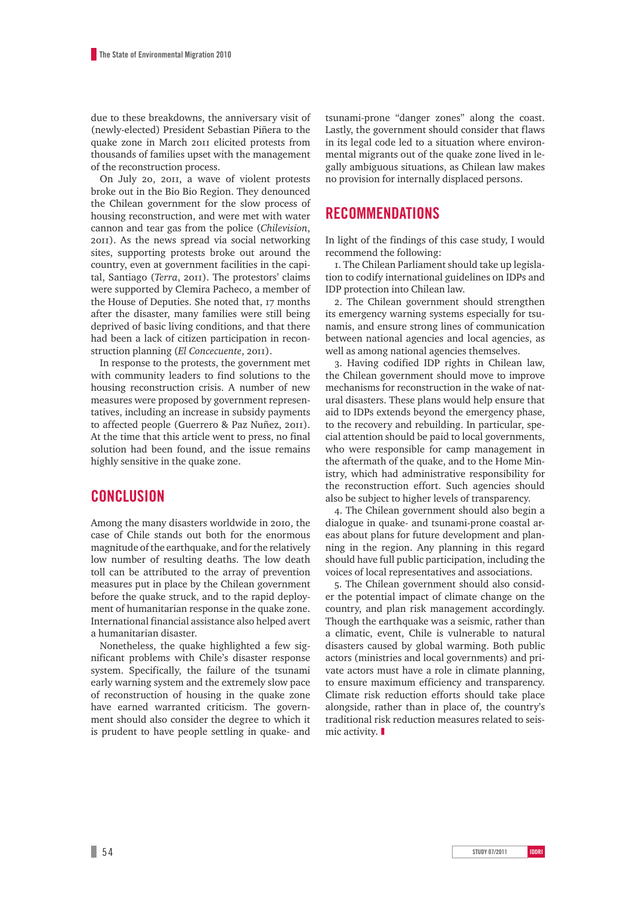due to these breakdowns, the anniversary visit of (newly-elected) President Sebastian Piñera to the quake zone in March 2011 elicited protests from thousands of families upset with the management of the reconstruction process.

On July 20, 2011, a wave of violent protests broke out in the Bio Bio Region. They denounced the Chilean government for the slow process of housing reconstruction, and were met with water cannon and tear gas from the police (*Chilevision*, 2011). As the news spread via social networking sites, supporting protests broke out around the country, even at government facilities in the capital, Santiago (*Terra*, 2011). The protestors' claims were supported by Clemira Pacheco, a member of the House of Deputies. She noted that, 17 months after the disaster, many families were still being deprived of basic living conditions, and that there had been a lack of citizen participation in reconstruction planning (*El Concecuente*, 2011).

In response to the protests, the government met with community leaders to find solutions to the housing reconstruction crisis. A number of new measures were proposed by government representatives, including an increase in subsidy payments to affected people (Guerrero & Paz Nuñez, 2011). At the time that this article went to press, no final solution had been found, and the issue remains highly sensitive in the quake zone.

## CONCLUSION

Among the many disasters worldwide in 2010, the case of Chile stands out both for the enormous magnitude of the earthquake, and for the relatively low number of resulting deaths. The low death toll can be attributed to the array of prevention measures put in place by the Chilean government before the quake struck, and to the rapid deployment of humanitarian response in the quake zone. International financial assistance also helped avert a humanitarian disaster.

Nonetheless, the quake highlighted a few significant problems with Chile's disaster response system. Specifically, the failure of the tsunami early warning system and the extremely slow pace of reconstruction of housing in the quake zone have earned warranted criticism. The government should also consider the degree to which it is prudent to have people settling in quake- and tsunami-prone "danger zones" along the coast. Lastly, the government should consider that flaws in its legal code led to a situation where environmental migrants out of the quake zone lived in legally ambiguous situations, as Chilean law makes no provision for internally displaced persons.

## RECOMMENDATIONS

In light of the findings of this case study, I would recommend the following:

1. The Chilean Parliament should take up legislation to codify international guidelines on IDPs and IDP protection into Chilean law.

2. The Chilean government should strengthen its emergency warning systems especially for tsunamis, and ensure strong lines of communication between national agencies and local agencies, as well as among national agencies themselves.

3. Having codified IDP rights in Chilean law, the Chilean government should move to improve mechanisms for reconstruction in the wake of natural disasters. These plans would help ensure that aid to IDPs extends beyond the emergency phase, to the recovery and rebuilding. In particular, special attention should be paid to local governments, who were responsible for camp management in the aftermath of the quake, and to the Home Ministry, which had administrative responsibility for the reconstruction effort. Such agencies should also be subject to higher levels of transparency.

4. The Chilean government should also begin a dialogue in quake- and tsunami-prone coastal areas about plans for future development and planning in the region. Any planning in this regard should have full public participation, including the voices of local representatives and associations.

5. The Chilean government should also consider the potential impact of climate change on the country, and plan risk management accordingly. Though the earthquake was a seismic, rather than a climatic, event, Chile is vulnerable to natural disasters caused by global warming. Both public actors (ministries and local governments) and private actors must have a role in climate planning, to ensure maximum efficiency and transparency. Climate risk reduction efforts should take place alongside, rather than in place of, the country's traditional risk reduction measures related to seismic activity.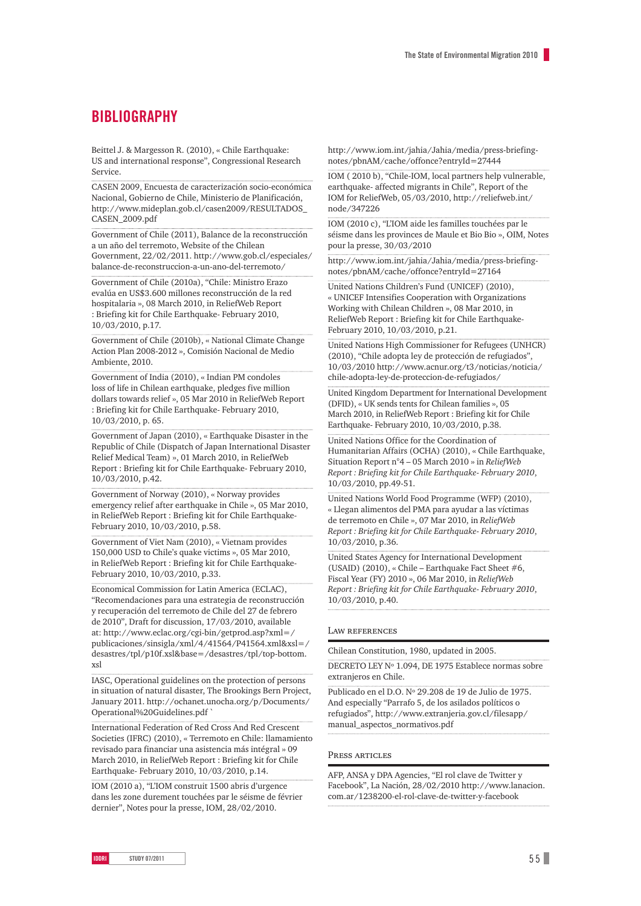# BIBLIOGRAPHY

Beittel J. & Margesson R. (2010), « Chile Earthquake: US and international response", Congressional Research Service.

CASEN 2009, Encuesta de caracterización socio-económica Nacional, Gobierno de Chile, Ministerio de Planificación, http://www.mideplan.gob.cl/casen2009/RESULTADOS_CASEN_2009.pdf

Government of Chile (2011), Balance de la reconstrucción a un año del terremoto, Website of the Chilean Government, 22/02/2011. http://www.gob.cl/especiales/balance-de-reconstruccion-a-un-ano-del-terremoto/

Government of Chile (2010a), "Chile: Ministro Erazo evalúa en US$3.600 millones reconstrucción de la red hospitalaria », 08 March 2010, in ReliefWeb Report : Briefing kit for Chile Earthquake- February 2010, 10/03/2010, p.17.

Government of Chile (2010b), « National Climate Change Action Plan 2008-2012 », Comisión Nacional de Medio Ambiente, 2010.

Government of India (2010), « Indian PM condoles loss of life in Chilean earthquake, pledges five million dollars towards relief », 05 Mar 2010 in ReliefWeb Report : Briefing kit for Chile Earthquake- February 2010, 10/03/2010, p. 65.

Government of Japan (2010), « Earthquake Disaster in the Republic of Chile (Dispatch of Japan International Disaster Relief Medical Team) », 01 March 2010, in ReliefWeb Report : Briefing kit for Chile Earthquake- February 2010, 10/03/2010, p.42.

Government of Norway (2010), « Norway provides emergency relief after earthquake in Chile », 05 Mar 2010, in ReliefWeb Report : Briefing kit for Chile Earthquake- February 2010, 10/03/2010, p.58.

Government of Viet Nam (2010), « Vietnam provides 150,000 USD to Chile's quake victims », 05 Mar 2010, in ReliefWeb Report : Briefing kit for Chile Earthquake- February 2010, 10/03/2010, p.33.

Economical Commission for Latin America (ECLAC), "Recomendaciones para una estrategia de reconstrucción y recuperación del terremoto de Chile del 27 de febrero de 2010", Draft for discussion, 17/03/2010, available at: http://www.eclac.org/cgi-bin/getprod.asp?xml=/publicaciones/sinsigla/xml/4/41564/P41564.xml&xsl=/desastres/tpl/p10f.xsl&base=/desastres/tpl/top-bottom.xsl

IASC, Operational guidelines on the protection of persons in situation of natural disaster, The Brookings Bern Project, January 2011. http://ochanet.unocha.org/p/Documents/Operational%20Guidelines.pdf `

International Federation of Red Cross And Red Crescent Societies (IFRC) (2010), « Terremoto en Chile: llamamiento revisado para financiar una asistencia más intégral » 09 March 2010, in ReliefWeb Report : Briefing kit for Chile Earthquake- February 2010, 10/03/2010, p.14.

IOM (2010 a), "L'IOM construit 1500 abris d'urgence dans les zone durement touchées par le séisme de février dernier", Notes pour la presse, IOM, 28/02/2010. http://www.iom.int/jahia/Jahia/media/press-briefing-notes/pbnAM/cache/offonce?entryId=27444

IOM ( 2010 b), "Chile-IOM, local partners help vulnerable, earthquake- affected migrants in Chile", Report of the IOM for ReliefWeb, 05/03/2010, http://reliefweb.int/node/347226

IOM (2010 c), "L'IOM aide les familles touchées par le séisme dans les provinces de Maule et Bio Bio », OIM, Notes pour la presse, 30/03/2010 http://www.iom.int/jahia/Jahia/media/press-briefing-notes/pbnAM/cache/offonce?entryId=27164

United Nations Children's Fund (UNICEF) (2010), « UNICEF Intensifies Cooperation with Organizations Working with Chilean Children », 08 Mar 2010, in ReliefWeb Report : Briefing kit for Chile Earthquake- February 2010, 10/03/2010, p.21.

United Nations High Commissioner for Refugees (UNHCR) (2010), "Chile adopta ley de protección de refugiados", 10/03/2010 http://www.acnur.org/t3/noticias/noticia/chile-adopta-ley-de-proteccion-de-refugiados/

United Kingdom Department for International Development (DFID), « UK sends tents for Chilean families », 05 March 2010, in ReliefWeb Report : Briefing kit for Chile Earthquake- February 2010, 10/03/2010, p.38.

United Nations Office for the Coordination of Humanitarian Affairs (OCHA) (2010), « Chile Earthquake, Situation Report n°4 – 05 March 2010 » in *ReliefWeb Report : Briefing kit for Chile Earthquake- February 2010*, 10/03/2010, pp.49-51.

United Nations World Food Programme (WFP) (2010), « Llegan alimentos del PMA para ayudar a las víctimas de terremoto en Chile », 07 Mar 2010, in *ReliefWeb Report : Briefing kit for Chile Earthquake- February 2010*, 10/03/2010, p.36.

United States Agency for International Development (USAID) (2010), « Chile – Earthquake Fact Sheet #6, Fiscal Year (FY) 2010 », 06 Mar 2010, in *ReliefWeb Report : Briefing kit for Chile Earthquake- February 2010*, 10/03/2010, p.40.

## Law references

Chilean Constitution, 1980, updated in 2005.

DECRETO LEY N° 1.094, DE 1975 Establece normas sobre extranjeros en Chile.

Publicado en el D.O. N° 29.208 de 19 de Julio de 1975. And especially "Parrafo 5, de los asilados políticos o refugiados", http://www.extranjeria.gov.cl/filesapp/manual_aspectos_normativos.pdf

## Press articles

AFP, ANSA y DPA Agencies, "El rol clave de Twitter y Facebook", La Nación, 28/02/2010 http://www.lanacion.com.ar/1238200-el-rol-clave-de-twitter-y-facebook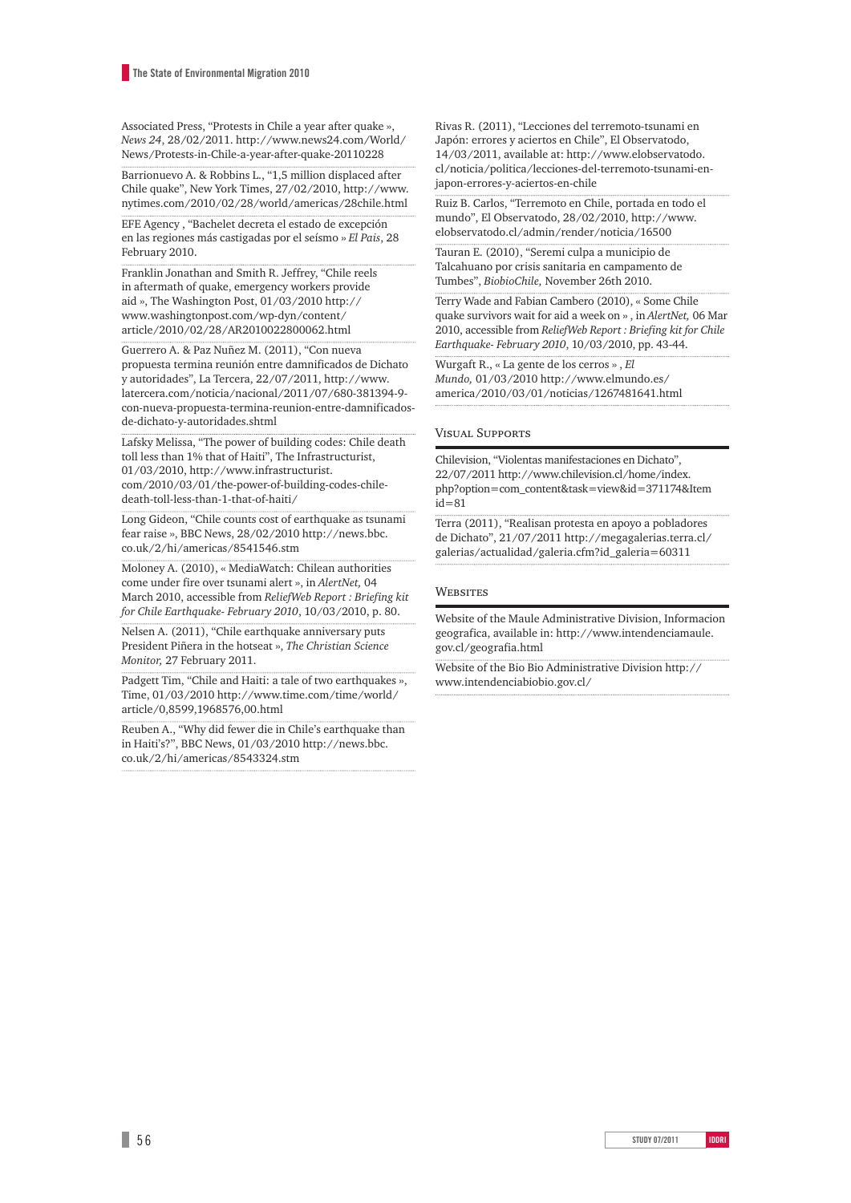Associated Press, "Protests in Chile a year after quake », *News 24*, 28/02/2011. http://www.news24.com/World/News/Protests-in-Chile-a-year-after-quake-20110228

Barrionuevo A. & Robbins L., "1,5 million displaced after Chile quake", New York Times, 27/02/2010, http://www.nytimes.com/2010/02/28/world/americas/28chile.html

EFE Agency , "Bachelet decreta el estado de excepción en las regiones más castigadas por el seísmo » *El Pais*, 28 February 2010.

Franklin Jonathan and Smith R. Jeffrey, "Chile reels in aftermath of quake, emergency workers provide aid », The Washington Post, 01/03/2010 http://www.washingtonpost.com/wp-dyn/content/article/2010/02/28/AR2010022800062.html

Guerrero A. & Paz Nuñez M. (2011), "Con nueva propuesta termina reunión entre damnificados de Dichato y autoridades", La Tercera, 22/07/2011, http://www.latercera.com/noticia/nacional/2011/07/680-381394-9-con-nueva-propuesta-termina-reunion-entre-damnificados-de-dichato-y-autoridades.shtml

Lafsky Melissa, "The power of building codes: Chile death toll less than 1% that of Haiti", The Infrastructurist, 01/03/2010, http://www.infrastructurist.com/2010/03/01/the-power-of-building-codes-chile-death-toll-less-than-1-that-of-haiti/

Long Gideon, "Chile counts cost of earthquake as tsunami fear raise », BBC News, 28/02/2010 http://news.bbc.co.uk/2/hi/americas/8541546.stm

Moloney A. (2010), « MediaWatch: Chilean authorities come under fire over tsunami alert », in *AlertNet,* 04 March 2010, accessible from *ReliefWeb Report : Briefing kit for Chile Earthquake- February 2010*, 10/03/2010, p. 80.

Nelsen A. (2011), "Chile earthquake anniversary puts President Piñera in the hotseat », *The Christian Science Monitor,* 27 February 2011.

Padgett Tim, "Chile and Haiti: a tale of two earthquakes », Time, 01/03/2010 http://www.time.com/time/world/article/0,8599,1968576,00.html

Reuben A., "Why did fewer die in Chile's earthquake than in Haiti's?", BBC News, 01/03/2010 http://news.bbc.co.uk/2/hi/americas/8543324.stm

Rivas R. (2011), "Lecciones del terremoto-tsunami en Japón: errores y aciertos en Chile", El Observatodo, 14/03/2011, available at: http://www.elobservatodo.cl/noticia/politica/lecciones-del-terremoto-tsunami-en-japon-errores-y-aciertos-en-chile

Ruiz B. Carlos, "Terremoto en Chile, portada en todo el mundo", El Observatodo, 28/02/2010, http://www.elobservatodo.cl/admin/render/noticia/16500

Tauran E. (2010), "Seremi culpa a municipio de Talcahuano por crisis sanitaria en campamento de Tumbes", *BiobioChile,* November 26th 2010.

Terry Wade and Fabian Cambero (2010), « Some Chile quake survivors wait for aid a week on » , in *AlertNet,* 06 Mar 2010, accessible from *ReliefWeb Report : Briefing kit for Chile Earthquake- February 2010*, 10/03/2010, pp. 43-44.

Wurgaft R., « La gente de los cerros » , *El Mundo,* 01/03/2010 http://www.elmundo.es/america/2010/03/01/noticias/1267481641.html

## Visual Supports

Chilevision, "Violentas manifestaciones en Dichato", 22/07/2011 http://www.chilevision.cl/home/index.php?option=com_content&task=view&id=371174&Itemid=81

Terra (2011), "Realisan protesta en apoyo a pobladores de Dichato", 21/07/2011 http://megagalerias.terra.cl/galerias/actualidad/galeria.cfm?id_galeria=60311

## Websites

Website of the Maule Administrative Division, Informacion geografica, available in: http://www.intendenciamaule.gov.cl/geografia.html

Website of the Bio Bio Administrative Division http://www.intendenciabiobio.gov.cl/